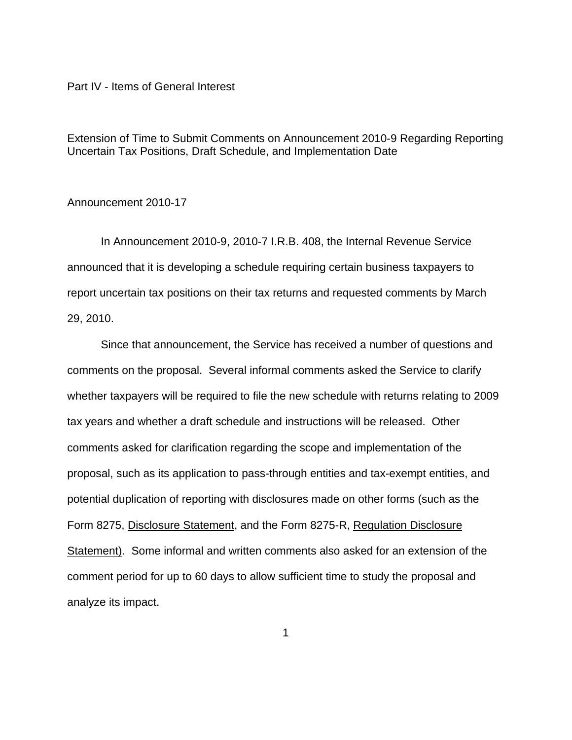Part IV - Items of General Interest

## Extension of Time to Submit Comments on Announcement 2010-9 Regarding Reporting Uncertain Tax Positions, Draft Schedule, and Implementation Date

Announcement 2010-17

In Announcement 2010-9, 2010-7 I.R.B. 408, the Internal Revenue Service announced that it is developing a schedule requiring certain business taxpayers to report uncertain tax positions on their tax returns and requested comments by March 29, 2010.

Since that announcement, the Service has received a number of questions and comments on the proposal. Several informal comments asked the Service to clarify whether taxpayers will be required to file the new schedule with returns relating to 2009 tax years and whether a draft schedule and instructions will be released. Other comments asked for clarification regarding the scope and implementation of the proposal, such as its application to pass-through entities and tax-exempt entities, and potential duplication of reporting with disclosures made on other forms (such as the Form 8275, Disclosure Statement, and the Form 8275-R, Regulation Disclosure Statement). Some informal and written comments also asked for an extension of the comment period for up to 60 days to allow sufficient time to study the proposal and analyze its impact.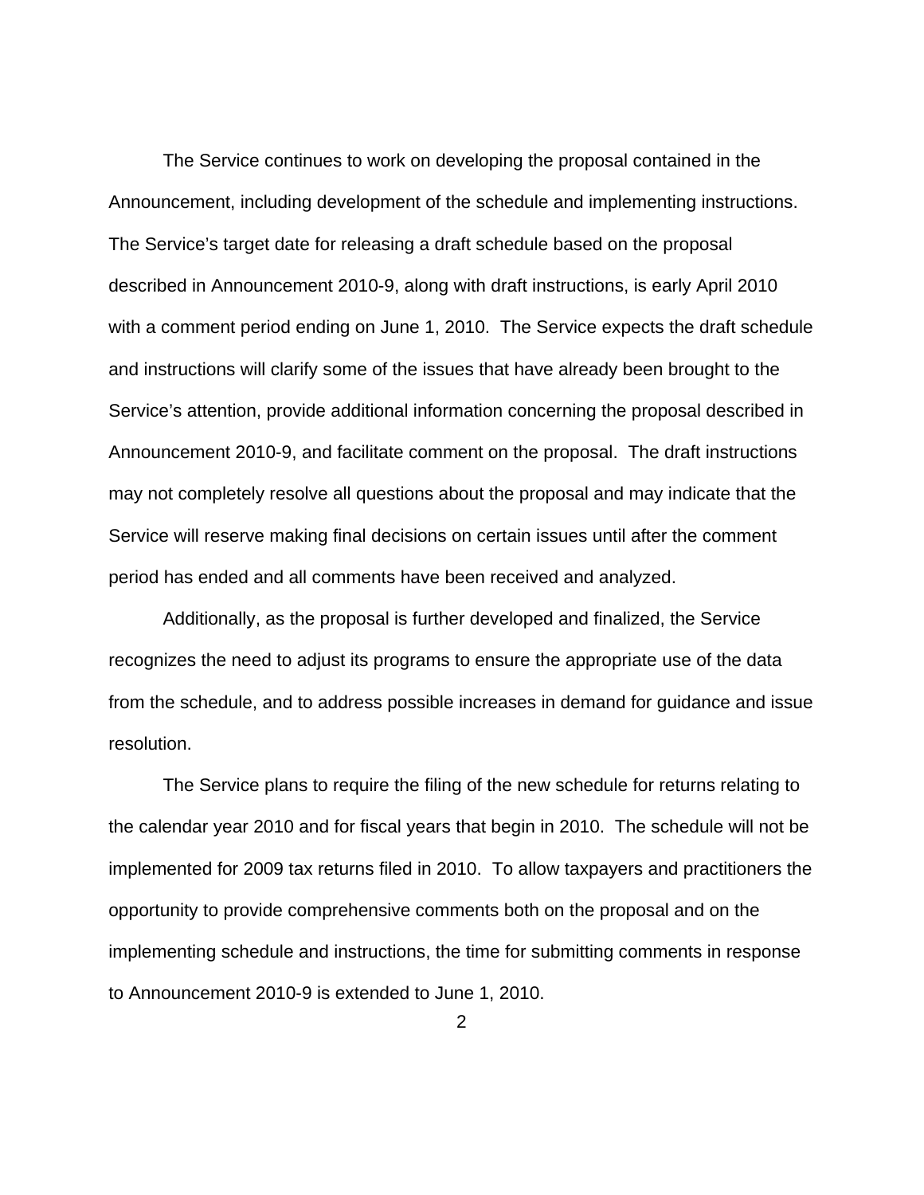The Service continues to work on developing the proposal contained in the Announcement, including development of the schedule and implementing instructions. The Service's target date for releasing a draft schedule based on the proposal described in Announcement 2010-9, along with draft instructions, is early April 2010 with a comment period ending on June 1, 2010. The Service expects the draft schedule and instructions will clarify some of the issues that have already been brought to the Service's attention, provide additional information concerning the proposal described in Announcement 2010-9, and facilitate comment on the proposal. The draft instructions may not completely resolve all questions about the proposal and may indicate that the Service will reserve making final decisions on certain issues until after the comment period has ended and all comments have been received and analyzed.

Additionally, as the proposal is further developed and finalized, the Service recognizes the need to adjust its programs to ensure the appropriate use of the data from the schedule, and to address possible increases in demand for guidance and issue resolution.

The Service plans to require the filing of the new schedule for returns relating to the calendar year 2010 and for fiscal years that begin in 2010. The schedule will not be implemented for 2009 tax returns filed in 2010. To allow taxpayers and practitioners the opportunity to provide comprehensive comments both on the proposal and on the implementing schedule and instructions, the time for submitting comments in response to Announcement 2010-9 is extended to June 1, 2010.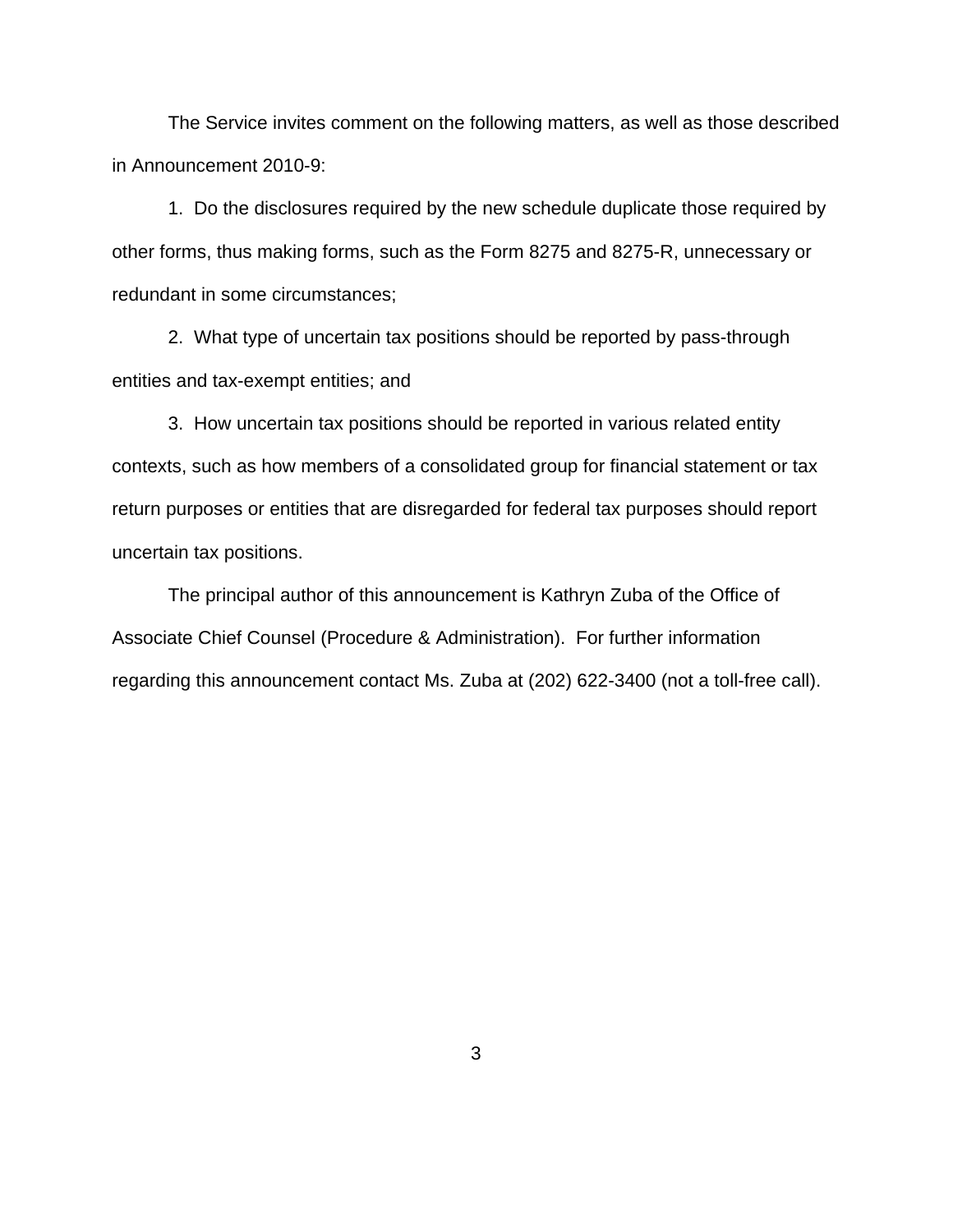The Service invites comment on the following matters, as well as those described in Announcement 2010-9:

1. Do the disclosures required by the new schedule duplicate those required by other forms, thus making forms, such as the Form 8275 and 8275-R, unnecessary or redundant in some circumstances;

2. What type of uncertain tax positions should be reported by pass-through entities and tax-exempt entities; and

3. How uncertain tax positions should be reported in various related entity contexts, such as how members of a consolidated group for financial statement or tax return purposes or entities that are disregarded for federal tax purposes should report uncertain tax positions.

The principal author of this announcement is Kathryn Zuba of the Office of Associate Chief Counsel (Procedure & Administration). For further information regarding this announcement contact Ms. Zuba at (202) 622-3400 (not a toll-free call).